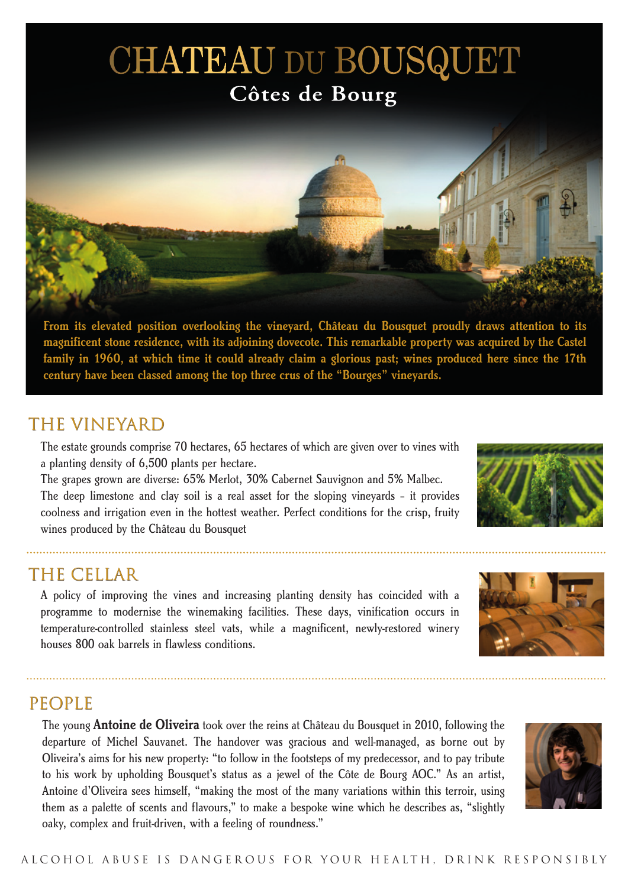# CHATEAU DU BOUSQUET

## Côtes de Bourg

**From its elevated position overlooking the vineyard, Château du Bousquet proudly draws attention to its magnificent stone residence, with its adjoining dovecote. This remarkable property was acquired by the Castel family in 1960, at which time it could already claim a glorious past; wines produced here since the 17th century have been classed among the top three crus of the "Bourges" vineyards.**

## THE VINEYARD

The estate grounds comprise 70 hectares, 65 hectares of which are given over to vines with a planting density of 6,500 plants per hectare.
The grapes grown are diverse: 65% Merlot, 30% Cabernet Sauvignon and 5% Malbec.
The deep limestone and clay soil is a real asset for the sloping vineyards – it provides coolness and irrigation even in the hottest weather. Perfect conditions for the crisp, fruity wines produced by the Château du Bousquet

## THE CELLAR

A policy of improving the vines and increasing planting density has coincided with a programme to modernise the winemaking facilities. These days, vinification occurs in temperature-controlled stainless steel vats, while a magnificent, newly-restored winery houses 800 oak barrels in flawless conditions.

## PEOPLE

The young **Antoine de Oliveira** took over the reins at Château du Bousquet in 2010, following the departure of Michel Sauvanet. The handover was gracious and well-managed, as borne out by Oliveira's aims for his new property: "to follow in the footsteps of my predecessor, and to pay tribute to his work by upholding Bousquet's status as a jewel of the Côte de Bourg AOC." As an artist, Antoine d'Oliveira sees himself, "making the most of the many variations within this terroir, using them as a palette of scents and flavours," to make a bespoke wine which he describes as, "slightly oaky, complex and fruit-driven, with a feeling of roundness."

ALCOHOL ABUSE IS DANGEROUS FOR YOUR HEALTH, DRINK RESPONSIBLY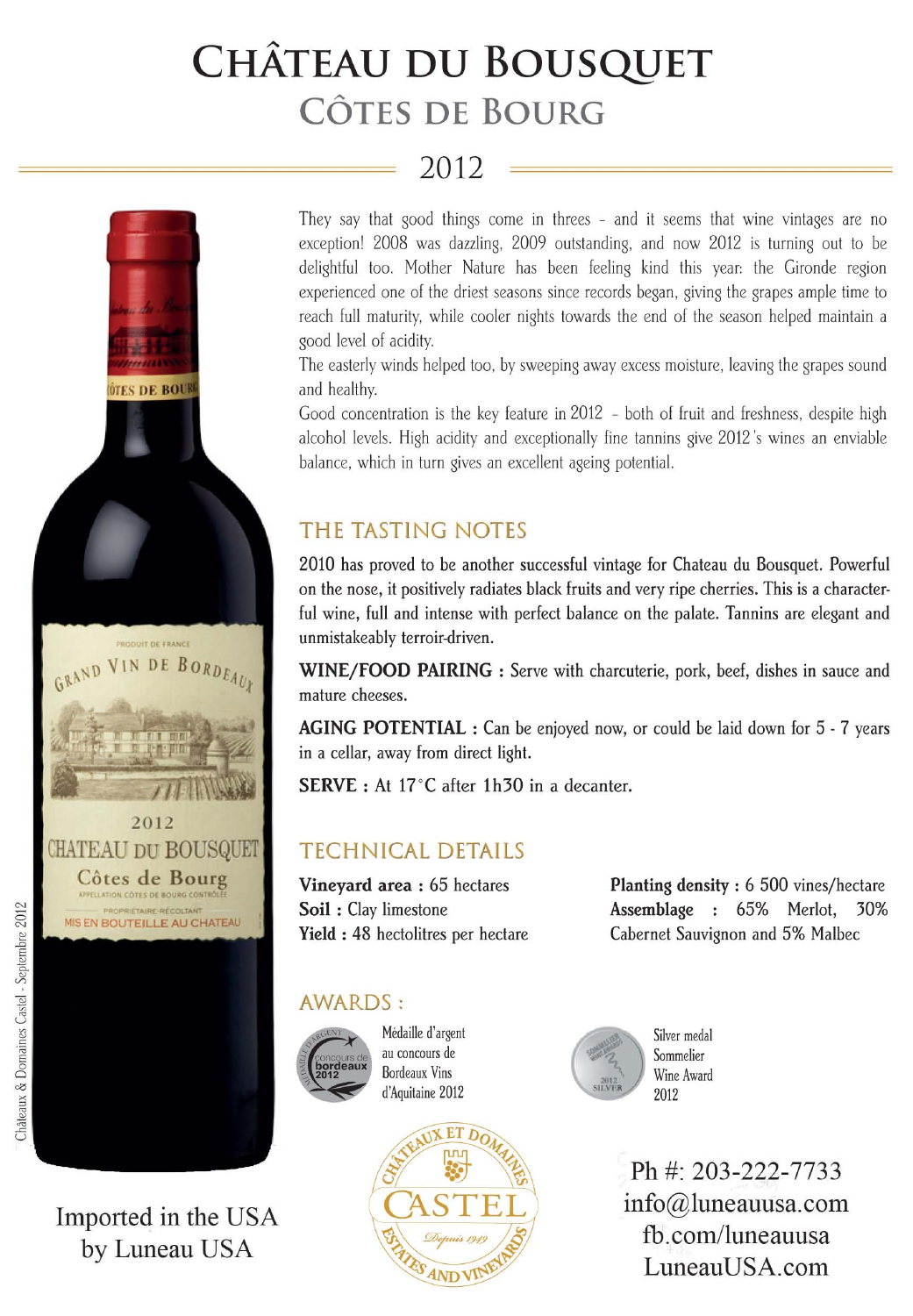# CHÂTEAU DU BOUSQUET

## CÔTES DE BOURG

## 2012

They say that good things come in threes - and it seems that wine vintages are no exception! 2008 was dazzling, 2009 outstanding, and now 2012 is turning out to be delightful too. Mother Nature has been feeling kind this year: the Gironde region experienced one of the driest seasons since records began, giving the grapes ample time to reach full maturity, while cooler nights towards the end of the season helped maintain a good level of acidity.

The easterly winds helped too, by sweeping away excess moisture, leaving the grapes sound and healthy.

Good concentration is the key feature in 2012 - both of fruit and freshness, despite high alcohol levels. High acidity and exceptionally fine tannins give 2012's wines an enviable balance, which in turn gives an excellent ageing potential.

## THE TASTING NOTES

2010 has proved to be another successful vintage for Chateau du Bousquet. Powerful on the nose, it positively radiates black fruits and very ripe cherries. This is a characterful wine, full and intense with perfect balance on the palate. Tannins are elegant and unmistakeably terroir-driven.

**WINE/FOOD PAIRING :** Serve with charcuterie, pork, beef, dishes in sauce and mature cheeses.

**AGING POTENTIAL :** Can be enjoyed now, or could be laid down for 5 - 7 years in a cellar, away from direct light.

**SERVE :** At 17°C after 1h30 in a decanter.

## TECHNICAL DETAILS

**Vineyard area :** 65 hectares
**Soil :** Clay limestone
**Yield :** 48 hectolitres per hectare

**Planting density :** 6 500 vines/hectare
**Assemblage :** 65% Merlot, 30% Cabernet Sauvignon and 5% Malbec

## AWARDS :

Médaille d'argent au concours de Bordeaux Vins d'Aquitaine 2012

Silver medal Sommelier Wine Award 2012

Imported in the USA by Luneau USA

Ph #: 203-222-7733
info@luneauusa.com
fb.com/luneauusa
LuneauUSA.com

Châteaux & Domaines Castel - Septembre 2012